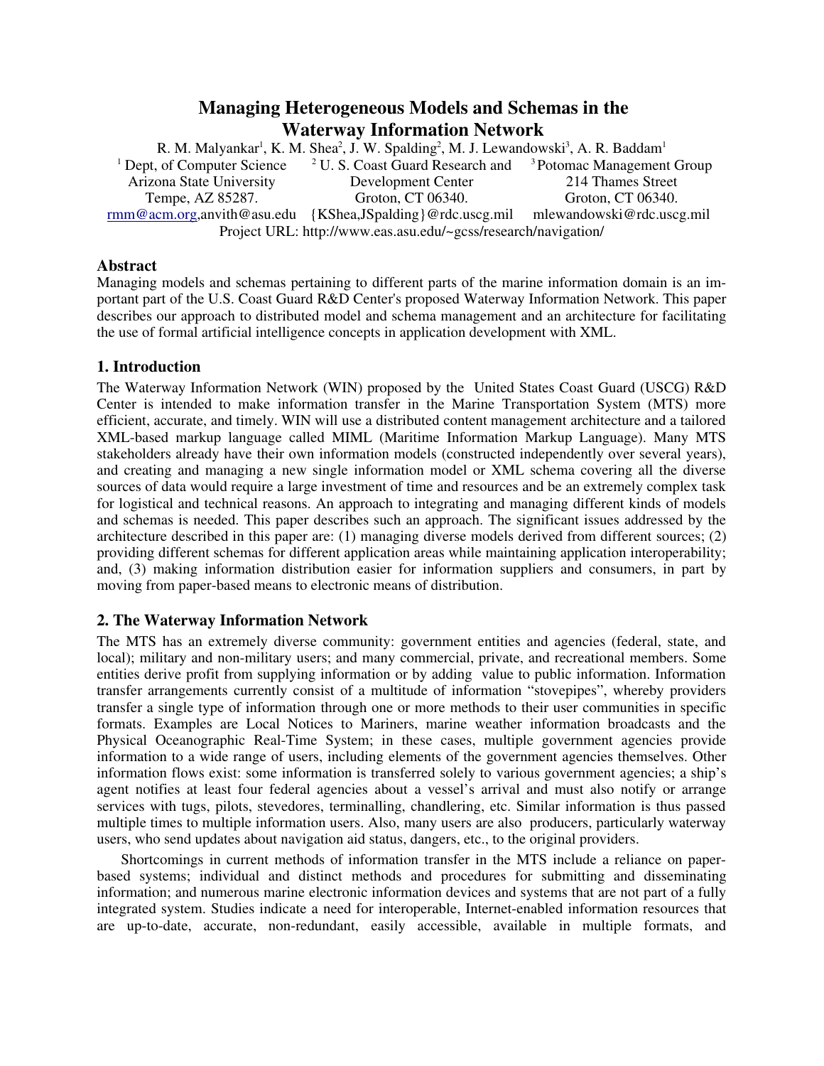# Managing Heterogeneous Models and Schemas in the Waterway Information Network

R. M. Malyankar[1], K. M. Shea[2], J. W. Spalding[2], M. J. Lewandowski[3], A. R. Baddam[1]

[1] Dept, of Computer Science, Arizona State University, Tempe, AZ 85287.
[2] U. S. Coast Guard Research and Development Center, Groton, CT 06340.
[3] Potomac Management Group, 214 Thames Street, Groton, CT 06340.

rmm@acm.org, anvith@asu.edu {KShea,JSpalding}@rdc.uscg.mil mlewandowski@rdc.uscg.mil

Project URL: http://www.eas.asu.edu/~gcss/research/navigation/

## Abstract

Managing models and schemas pertaining to different parts of the marine information domain is an important part of the U.S. Coast Guard R&D Center's proposed Waterway Information Network. This paper describes our approach to distributed model and schema management and an architecture for facilitating the use of formal artificial intelligence concepts in application development with XML.

## 1. Introduction

The Waterway Information Network (WIN) proposed by the United States Coast Guard (USCG) R&D Center is intended to make information transfer in the Marine Transportation System (MTS) more efficient, accurate, and timely. WIN will use a distributed content management architecture and a tailored XML-based markup language called MIML (Maritime Information Markup Language). Many MTS stakeholders already have their own information models (constructed independently over several years), and creating and managing a new single information model or XML schema covering all the diverse sources of data would require a large investment of time and resources and be an extremely complex task for logistical and technical reasons. An approach to integrating and managing different kinds of models and schemas is needed. This paper describes such an approach. The significant issues addressed by the architecture described in this paper are: (1) managing diverse models derived from different sources; (2) providing different schemas for different application areas while maintaining application interoperability; and, (3) making information distribution easier for information suppliers and consumers, in part by moving from paper-based means to electronic means of distribution.

## 2. The Waterway Information Network

The MTS has an extremely diverse community: government entities and agencies (federal, state, and local); military and non-military users; and many commercial, private, and recreational members. Some entities derive profit from supplying information or by adding value to public information. Information transfer arrangements currently consist of a multitude of information "stovepipes", whereby providers transfer a single type of information through one or more methods to their user communities in specific formats. Examples are Local Notices to Mariners, marine weather information broadcasts and the Physical Oceanographic Real-Time System; in these cases, multiple government agencies provide information to a wide range of users, including elements of the government agencies themselves. Other information flows exist: some information is transferred solely to various government agencies; a ship's agent notifies at least four federal agencies about a vessel's arrival and must also notify or arrange services with tugs, pilots, stevedores, terminalling, chandlering, etc. Similar information is thus passed multiple times to multiple information users. Also, many users are also producers, particularly waterway users, who send updates about navigation aid status, dangers, etc., to the original providers.

Shortcomings in current methods of information transfer in the MTS include a reliance on paper-based systems; individual and distinct methods and procedures for submitting and disseminating information; and numerous marine electronic information devices and systems that are not part of a fully integrated system. Studies indicate a need for interoperable, Internet-enabled information resources that are up-to-date, accurate, non-redundant, easily accessible, available in multiple formats, and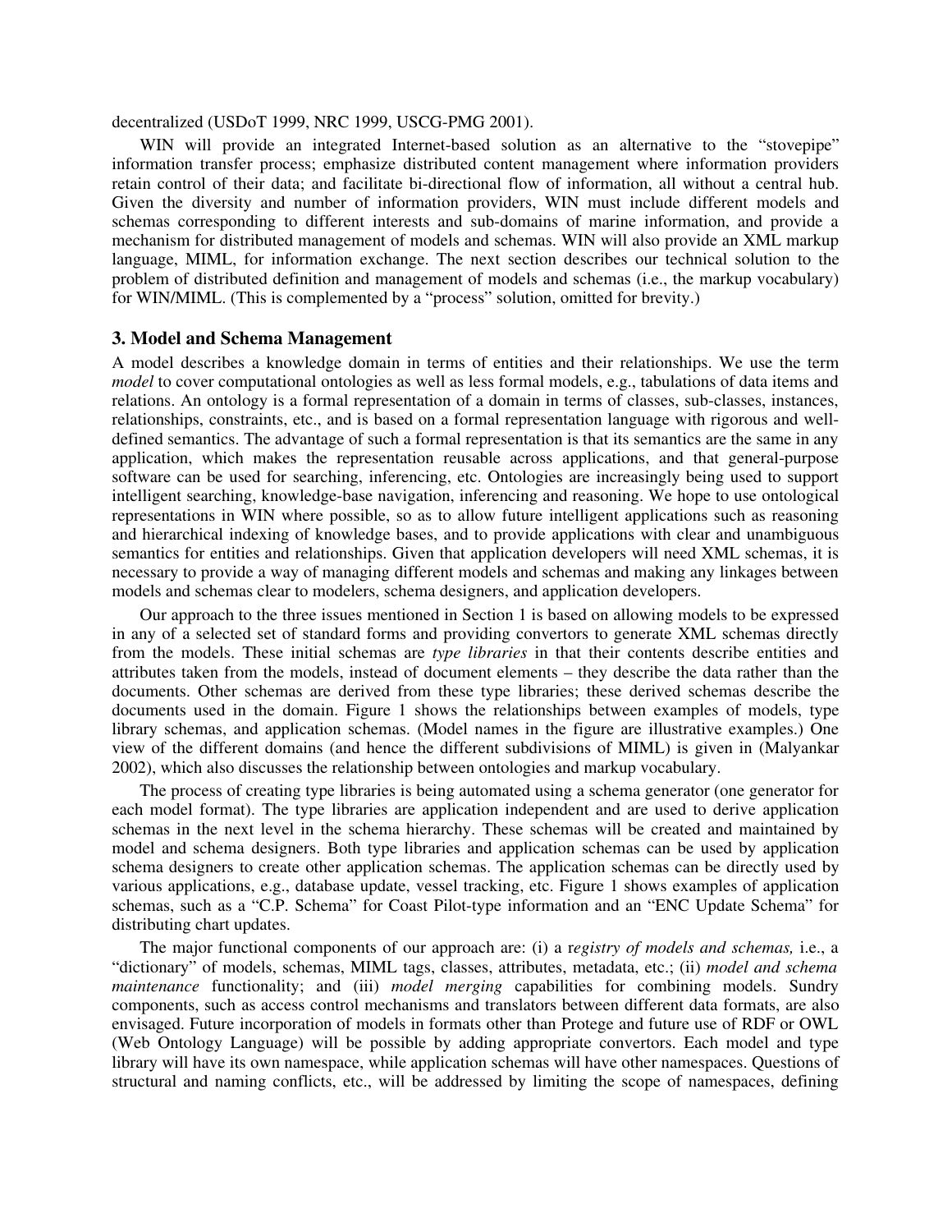decentralized (USDoT 1999, NRC 1999, USCG-PMG 2001).

WIN will provide an integrated Internet-based solution as an alternative to the "stovepipe" information transfer process; emphasize distributed content management where information providers retain control of their data; and facilitate bi-directional flow of information, all without a central hub. Given the diversity and number of information providers, WIN must include different models and schemas corresponding to different interests and sub-domains of marine information, and provide a mechanism for distributed management of models and schemas. WIN will also provide an XML markup language, MIML, for information exchange. The next section describes our technical solution to the problem of distributed definition and management of models and schemas (i.e., the markup vocabulary) for WIN/MIML. (This is complemented by a "process" solution, omitted for brevity.)

### 3. Model and Schema Management

A model describes a knowledge domain in terms of entities and their relationships. We use the term *model* to cover computational ontologies as well as less formal models, e.g., tabulations of data items and relations. An ontology is a formal representation of a domain in terms of classes, sub-classes, instances, relationships, constraints, etc., and is based on a formal representation language with rigorous and well-defined semantics. The advantage of such a formal representation is that its semantics are the same in any application, which makes the representation reusable across applications, and that general-purpose software can be used for searching, inferencing, etc. Ontologies are increasingly being used to support intelligent searching, knowledge-base navigation, inferencing and reasoning. We hope to use ontological representations in WIN where possible, so as to allow future intelligent applications such as reasoning and hierarchical indexing of knowledge bases, and to provide applications with clear and unambiguous semantics for entities and relationships. Given that application developers will need XML schemas, it is necessary to provide a way of managing different models and schemas and making any linkages between models and schemas clear to modelers, schema designers, and application developers.

Our approach to the three issues mentioned in Section 1 is based on allowing models to be expressed in any of a selected set of standard forms and providing convertors to generate XML schemas directly from the models. These initial schemas are *type libraries* in that their contents describe entities and attributes taken from the models, instead of document elements – they describe the data rather than the documents. Other schemas are derived from these type libraries; these derived schemas describe the documents used in the domain. Figure 1 shows the relationships between examples of models, type library schemas, and application schemas. (Model names in the figure are illustrative examples.) One view of the different domains (and hence the different subdivisions of MIML) is given in (Malyankar 2002), which also discusses the relationship between ontologies and markup vocabulary.

The process of creating type libraries is being automated using a schema generator (one generator for each model format). The type libraries are application independent and are used to derive application schemas in the next level in the schema hierarchy. These schemas will be created and maintained by model and schema designers. Both type libraries and application schemas can be used by application schema designers to create other application schemas. The application schemas can be directly used by various applications, e.g., database update, vessel tracking, etc. Figure 1 shows examples of application schemas, such as a "C.P. Schema" for Coast Pilot-type information and an "ENC Update Schema" for distributing chart updates.

The major functional components of our approach are: (i) a r*egistry of models and schemas,* i.e., a "dictionary" of models, schemas, MIML tags, classes, attributes, metadata, etc.; (ii) *model and schema maintenance* functionality; and (iii) *model merging* capabilities for combining models. Sundry components, such as access control mechanisms and translators between different data formats, are also envisaged. Future incorporation of models in formats other than Protege and future use of RDF or OWL (Web Ontology Language) will be possible by adding appropriate convertors. Each model and type library will have its own namespace, while application schemas will have other namespaces. Questions of structural and naming conflicts, etc., will be addressed by limiting the scope of namespaces, defining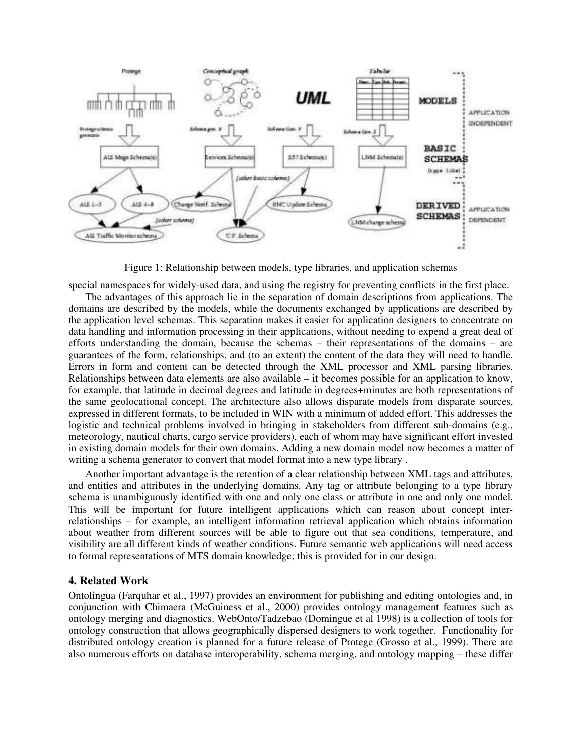Figure 1: Relationship between models, type libraries, and application schemas

special namespaces for widely-used data, and using the registry for preventing conflicts in the first place.

The advantages of this approach lie in the separation of domain descriptions from applications. The domains are described by the models, while the documents exchanged by applications are described by the application level schemas. This separation makes it easier for application designers to concentrate on data handling and information processing in their applications, without needing to expend a great deal of efforts understanding the domain, because the schemas – their representations of the domains – are guarantees of the form, relationships, and (to an extent) the content of the data they will need to handle. Errors in form and content can be detected through the XML processor and XML parsing libraries. Relationships between data elements are also available – it becomes possible for an application to know, for example, that latitude in decimal degrees and latitude in degrees+minutes are both representations of the same geolocational concept. The architecture also allows disparate models from disparate sources, expressed in different formats, to be included in WIN with a minimum of added effort. This addresses the logistic and technical problems involved in bringing in stakeholders from different sub-domains (e.g., meteorology, nautical charts, cargo service providers), each of whom may have significant effort invested in existing domain models for their own domains. Adding a new domain model now becomes a matter of writing a schema generator to convert that model format into a new type library .

Another important advantage is the retention of a clear relationship between XML tags and attributes, and entities and attributes in the underlying domains. Any tag or attribute belonging to a type library schema is unambiguously identified with one and only one class or attribute in one and only one model. This will be important for future intelligent applications which can reason about concept inter-relationships – for example, an intelligent information retrieval application which obtains information about weather from different sources will be able to figure out that sea conditions, temperature, and visibility are all different kinds of weather conditions. Future semantic web applications will need access to formal representations of MTS domain knowledge; this is provided for in our design.

## 4. Related Work

Ontolingua (Farquhar et al., 1997) provides an environment for publishing and editing ontologies and, in conjunction with Chimaera (McGuiness et al., 2000) provides ontology management features such as ontology merging and diagnostics. WebOnto/Tadzebao (Domingue et al 1998) is a collection of tools for ontology construction that allows geographically dispersed designers to work together. Functionality for distributed ontology creation is planned for a future release of Protege (Grosso et al., 1999). There are also numerous efforts on database interoperability, schema merging, and ontology mapping – these differ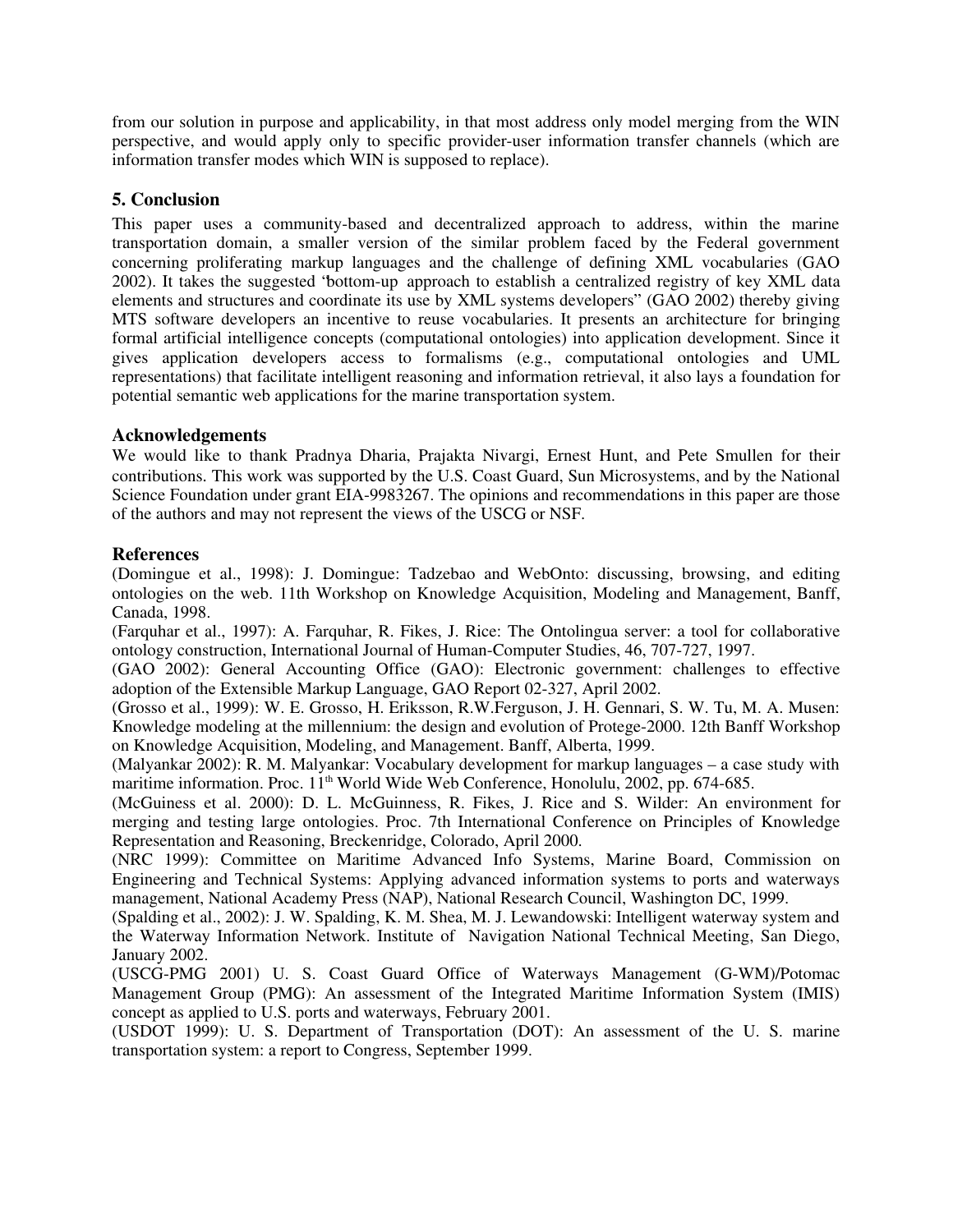from our solution in purpose and applicability, in that most address only model merging from the WIN perspective, and would apply only to specific provider-user information transfer channels (which are information transfer modes which WIN is supposed to replace).

## 5. Conclusion

This paper uses a community-based and decentralized approach to address, within the marine transportation domain, a smaller version of the similar problem faced by the Federal government concerning proliferating markup languages and the challenge of defining XML vocabularies (GAO 2002). It takes the suggested 'bottom-up approach to establish a centralized registry of key XML data elements and structures and coordinate its use by XML systems developers" (GAO 2002) thereby giving MTS software developers an incentive to reuse vocabularies. It presents an architecture for bringing formal artificial intelligence concepts (computational ontologies) into application development. Since it gives application developers access to formalisms (e.g., computational ontologies and UML representations) that facilitate intelligent reasoning and information retrieval, it also lays a foundation for potential semantic web applications for the marine transportation system.

### Acknowledgements

We would like to thank Pradnya Dharia, Prajakta Nivargi, Ernest Hunt, and Pete Smullen for their contributions. This work was supported by the U.S. Coast Guard, Sun Microsystems, and by the National Science Foundation under grant EIA-9983267. The opinions and recommendations in this paper are those of the authors and may not represent the views of the USCG or NSF.

### References

(Domingue et al., 1998): J. Domingue: Tadzebao and WebOnto: discussing, browsing, and editing ontologies on the web. 11th Workshop on Knowledge Acquisition, Modeling and Management, Banff, Canada, 1998.

(Farquhar et al., 1997): A. Farquhar, R. Fikes, J. Rice: The Ontolingua server: a tool for collaborative ontology construction, International Journal of Human-Computer Studies, 46, 707-727, 1997.

(GAO 2002): General Accounting Office (GAO): Electronic government: challenges to effective adoption of the Extensible Markup Language, GAO Report 02-327, April 2002.

(Grosso et al., 1999): W. E. Grosso, H. Eriksson, R.W.Ferguson, J. H. Gennari, S. W. Tu, M. A. Musen: Knowledge modeling at the millennium: the design and evolution of Protege-2000. 12th Banff Workshop on Knowledge Acquisition, Modeling, and Management. Banff, Alberta, 1999.

(Malyankar 2002): R. M. Malyankar: Vocabulary development for markup languages – a case study with maritime information. Proc. 11th World Wide Web Conference, Honolulu, 2002, pp. 674-685.

(McGuiness et al. 2000): D. L. McGuinness, R. Fikes, J. Rice and S. Wilder: An environment for merging and testing large ontologies. Proc. 7th International Conference on Principles of Knowledge Representation and Reasoning, Breckenridge, Colorado, April 2000.

(NRC 1999): Committee on Maritime Advanced Info Systems, Marine Board, Commission on Engineering and Technical Systems: Applying advanced information systems to ports and waterways management, National Academy Press (NAP), National Research Council, Washington DC, 1999.

(Spalding et al., 2002): J. W. Spalding, K. M. Shea, M. J. Lewandowski: Intelligent waterway system and the Waterway Information Network. Institute of Navigation National Technical Meeting, San Diego, January 2002.

(USCG-PMG 2001) U. S. Coast Guard Office of Waterways Management (G-WM)/Potomac Management Group (PMG): An assessment of the Integrated Maritime Information System (IMIS) concept as applied to U.S. ports and waterways, February 2001.

(USDOT 1999): U. S. Department of Transportation (DOT): An assessment of the U. S. marine transportation system: a report to Congress, September 1999.